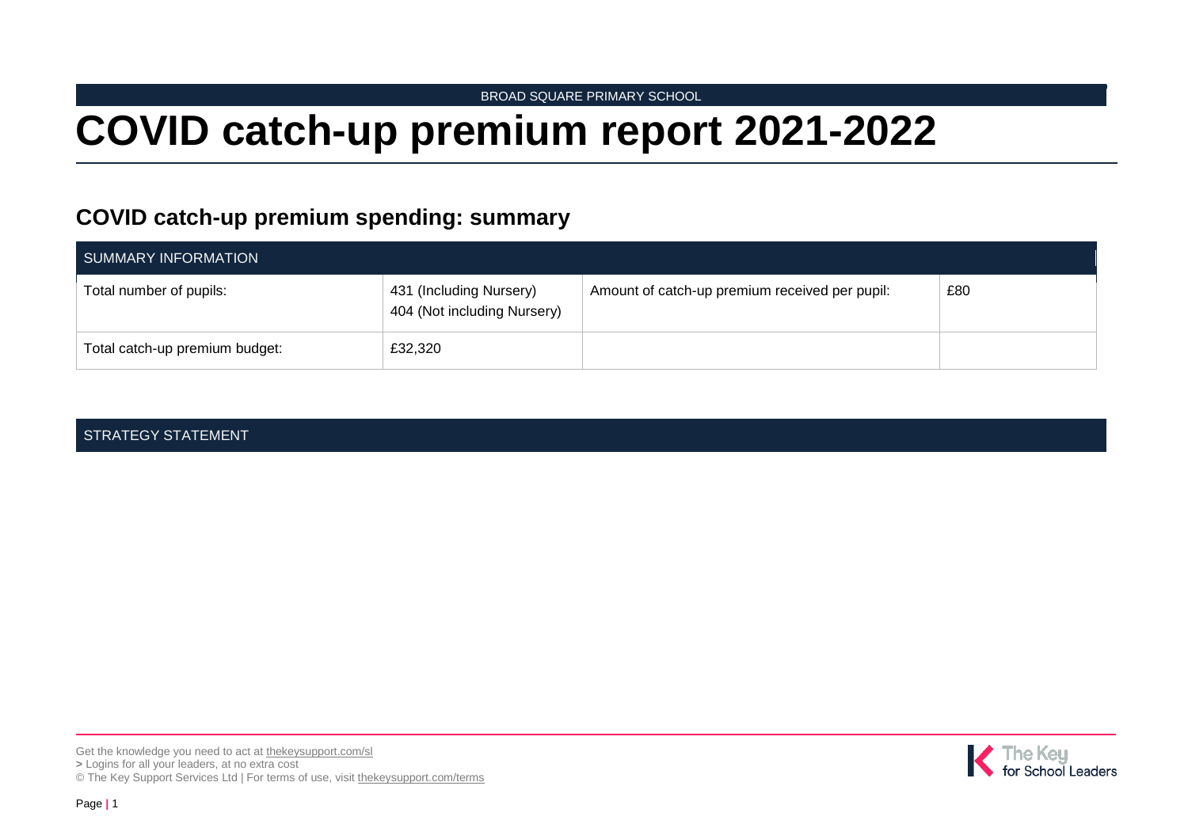BROAD SQUARE PRIMARY SCHOOL

# COVID catch-up premium report 2021-2022

## COVID catch-up premium spending: summary

| SUMMARY INFORMATION | | | |
|---|---|---|---|
| Total number of pupils: | 431 (Including Nursery)<br>404 (Not including Nursery) | Amount of catch-up premium received per pupil: | £80 |
| Total catch-up premium budget: | £32,320 | | |

STRATEGY STATEMENT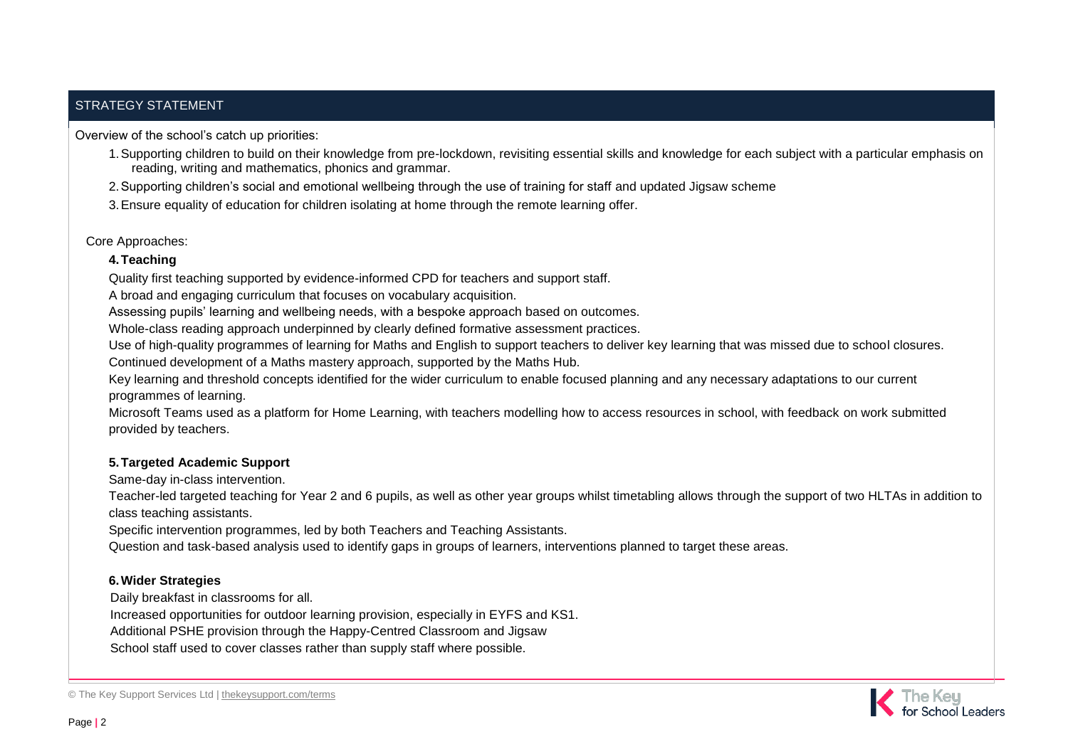## STRATEGY STATEMENT

Overview of the school's catch up priorities:

1. Supporting children to build on their knowledge from pre-lockdown, revisiting essential skills and knowledge for each subject with a particular emphasis on reading, writing and mathematics, phonics and grammar.
2. Supporting children's social and emotional wellbeing through the use of training for staff and updated Jigsaw scheme
3. Ensure equality of education for children isolating at home through the remote learning offer.

Core Approaches:

### 4. Teaching

Quality first teaching supported by evidence-informed CPD for teachers and support staff.

A broad and engaging curriculum that focuses on vocabulary acquisition.

Assessing pupils' learning and wellbeing needs, with a bespoke approach based on outcomes.

Whole-class reading approach underpinned by clearly defined formative assessment practices.

Use of high-quality programmes of learning for Maths and English to support teachers to deliver key learning that was missed due to school closures.

Continued development of a Maths mastery approach, supported by the Maths Hub.

Key learning and threshold concepts identified for the wider curriculum to enable focused planning and any necessary adaptations to our current programmes of learning.

Microsoft Teams used as a platform for Home Learning, with teachers modelling how to access resources in school, with feedback on work submitted provided by teachers.

### 5. Targeted Academic Support

Same-day in-class intervention.

Teacher-led targeted teaching for Year 2 and 6 pupils, as well as other year groups whilst timetabling allows through the support of two HLTAs in addition to class teaching assistants.

Specific intervention programmes, led by both Teachers and Teaching Assistants.

Question and task-based analysis used to identify gaps in groups of learners, interventions planned to target these areas.

### 6. Wider Strategies

Daily breakfast in classrooms for all.

Increased opportunities for outdoor learning provision, especially in EYFS and KS1.

Additional PSHE provision through the Happy-Centred Classroom and Jigsaw

School staff used to cover classes rather than supply staff where possible.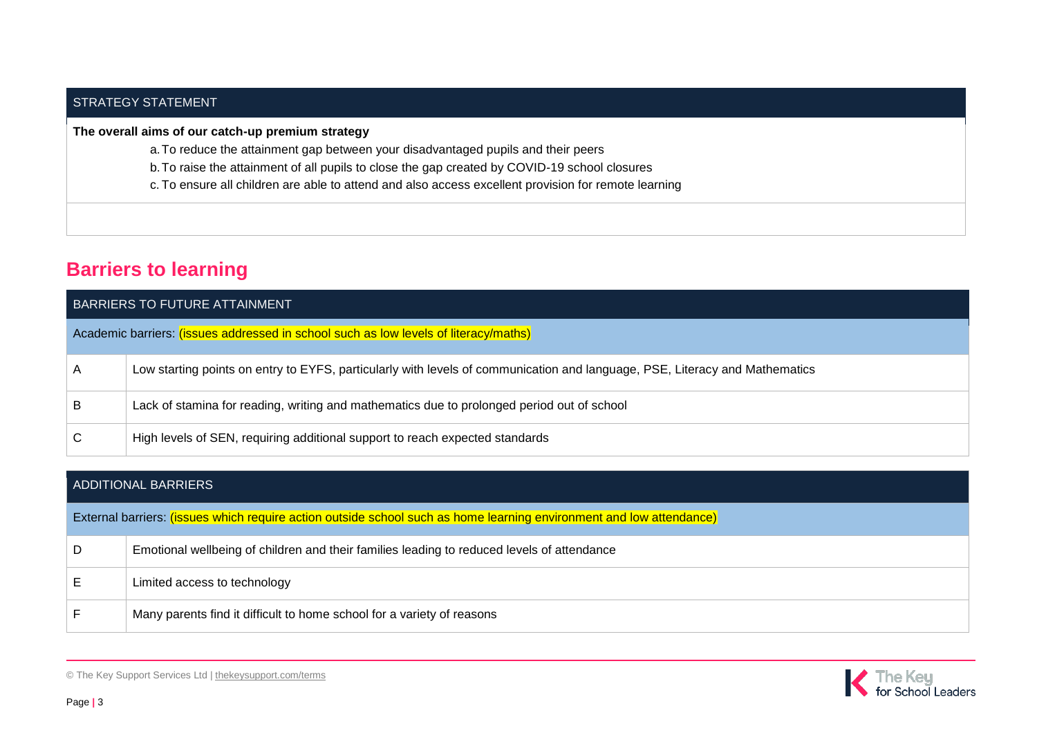| STRATEGY STATEMENT |
| --- |
| **The overall aims of our catch-up premium strategy**<br>a. To reduce the attainment gap between your disadvantaged pupils and their peers<br>b. To raise the attainment of all pupils to close the gap created by COVID-19 school closures<br>c. To ensure all children are able to attend and also access excellent provision for remote learning |
| |

## Barriers to learning

| BARRIERS TO FUTURE ATTAINMENT | |
| --- | --- |
| Academic barriers: (issues addressed in school such as low levels of literacy/maths) | |
| A | Low starting points on entry to EYFS, particularly with levels of communication and language, PSE, Literacy and Mathematics |
| B | Lack of stamina for reading, writing and mathematics due to prolonged period out of school |
| C | High levels of SEN, requiring additional support to reach expected standards |

| ADDITIONAL BARRIERS | |
| --- | --- |
| External barriers: (issues which require action outside school such as home learning environment and low attendance) | |
| D | Emotional wellbeing of children and their families leading to reduced levels of attendance |
| E | Limited access to technology |
| F | Many parents find it difficult to home school for a variety of reasons |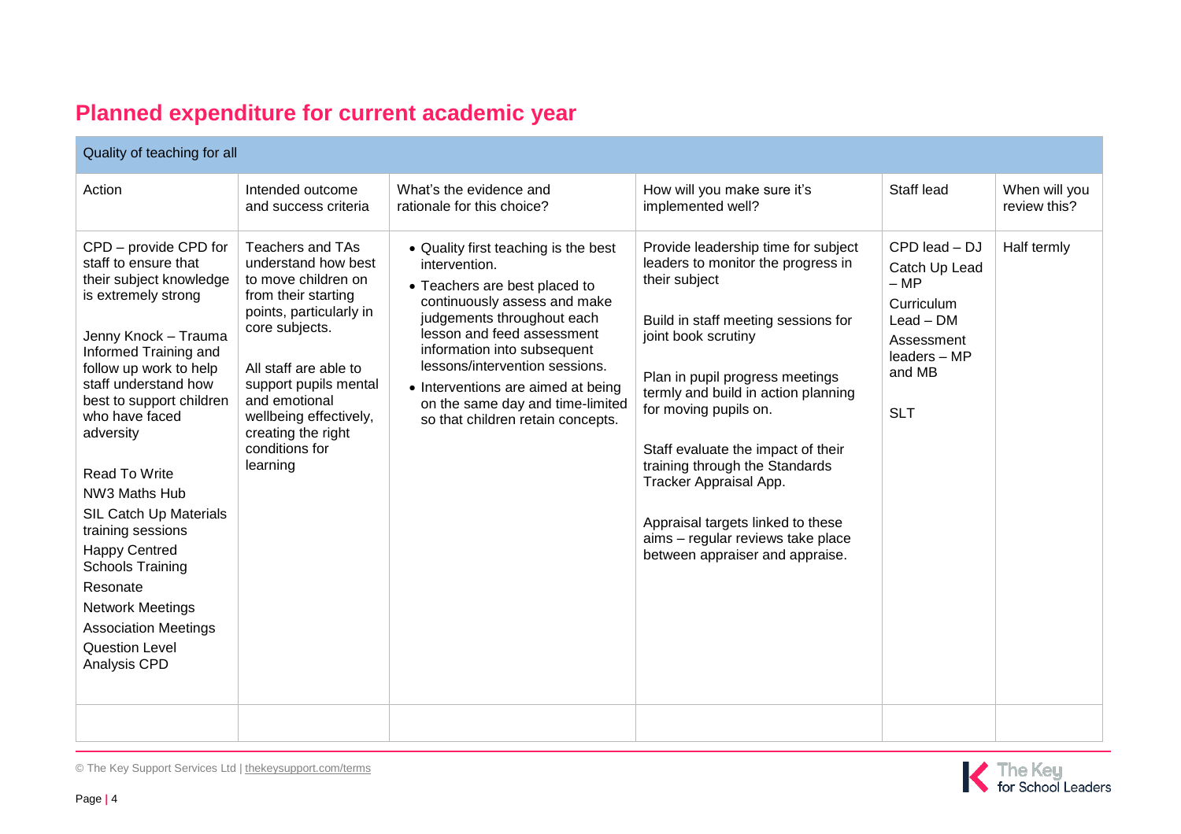## Planned expenditure for current academic year

| Quality of teaching for all | | | | | |
|---|---|---|---|---|---|
| Action | Intended outcome and success criteria | What's the evidence and rationale for this choice? | How will you make sure it's implemented well? | Staff lead | When will you review this? |
| CPD – provide CPD for staff to ensure that their subject knowledge is extremely strong<br><br>Jenny Knock – Trauma Informed Training and follow up work to help staff understand how best to support children who have faced adversity<br><br>Read To Write<br>NW3 Maths Hub<br>SIL Catch Up Materials training sessions<br>Happy Centred Schools Training<br>Resonate<br>Network Meetings<br>Association Meetings<br>Question Level Analysis CPD | Teachers and TAs understand how best to move children on from their starting points, particularly in core subjects.<br><br>All staff are able to support pupils mental and emotional wellbeing effectively, creating the right conditions for learning | • Quality first teaching is the best intervention.<br>• Teachers are best placed to continuously assess and make judgements throughout each lesson and feed assessment information into subsequent lessons/intervention sessions.<br>• Interventions are aimed at being on the same day and time-limited so that children retain concepts. | Provide leadership time for subject leaders to monitor the progress in their subject<br><br>Build in staff meeting sessions for joint book scrutiny<br><br>Plan in pupil progress meetings termly and build in action planning for moving pupils on.<br><br>Staff evaluate the impact of their training through the Standards Tracker Appraisal App.<br><br>Appraisal targets linked to these aims – regular reviews take place between appraiser and appraise. | CPD lead – DJ<br>Catch Up Lead – MP<br>Curriculum Lead – DM<br>Assessment leaders – MP and MB<br><br>SLT | Half termly |
| | | | | | |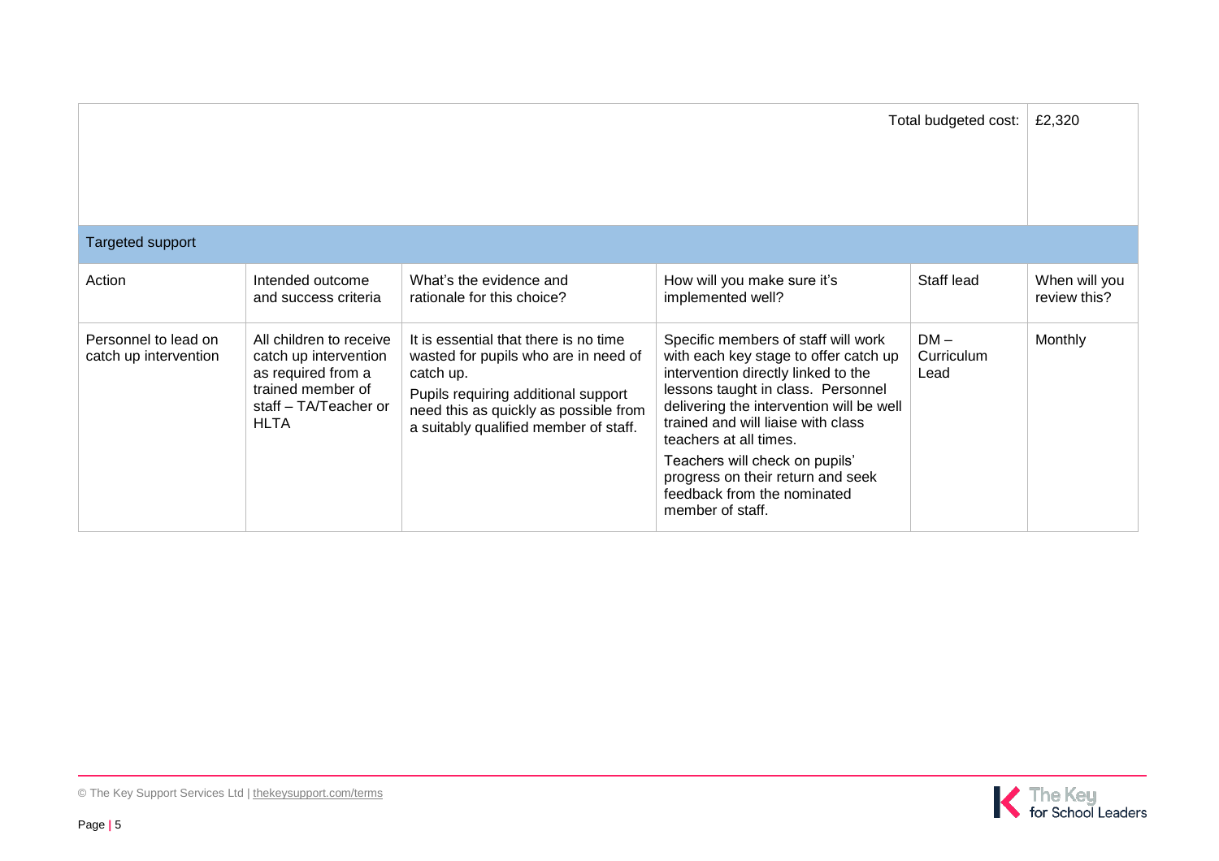| | | | | Total budgeted cost: | £2,320 |
|---|---|---|---|---|---|

| Targeted support | | | | | |
|---|---|---|---|---|---|
| Action | Intended outcome and success criteria | What's the evidence and rationale for this choice? | How will you make sure it's implemented well? | Staff lead | When will you review this? |
| Personnel to lead on catch up intervention | All children to receive catch up intervention as required from a trained member of staff – TA/Teacher or HLTA | It is essential that there is no time wasted for pupils who are in need of catch up.<br>Pupils requiring additional support need this as quickly as possible from a suitably qualified member of staff. | Specific members of staff will work with each key stage to offer catch up intervention directly linked to the lessons taught in class. Personnel delivering the intervention will be well trained and will liaise with class teachers at all times.<br>Teachers will check on pupils' progress on their return and seek feedback from the nominated member of staff. | DM – Curriculum Lead | Monthly |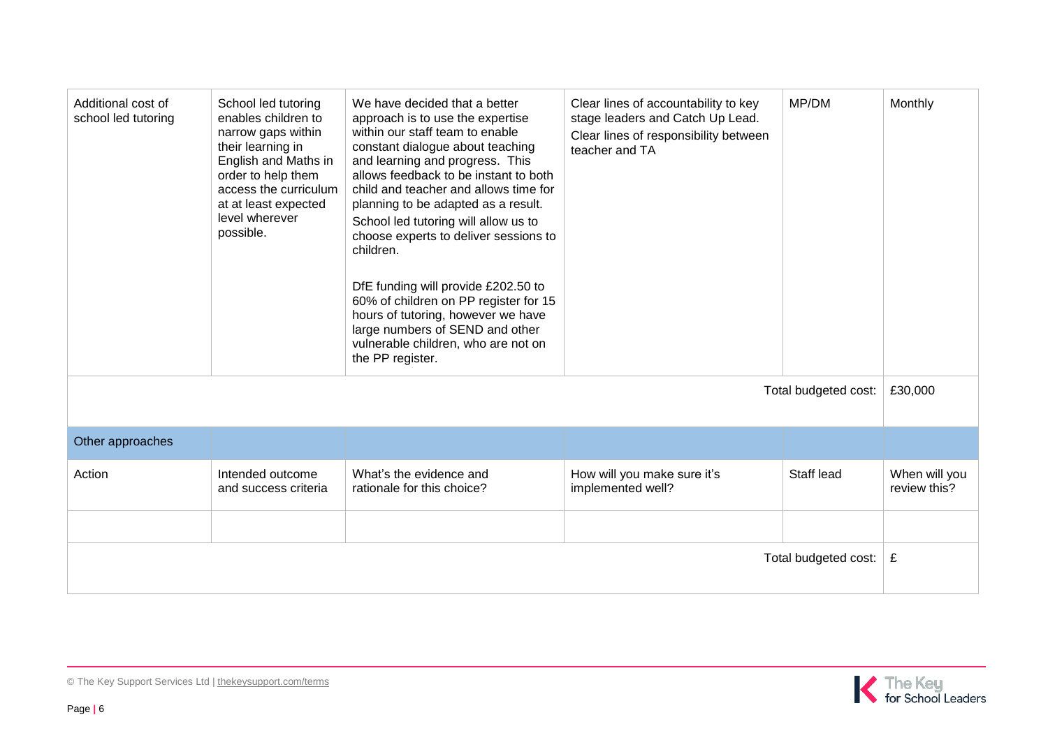| | | | | | |
|---|---|---|---|---|---|
| Additional cost of school led tutoring | School led tutoring enables children to narrow gaps within their learning in English and Maths in order to help them access the curriculum at at least expected level wherever possible. | We have decided that a better approach is to use the expertise within our staff team to enable constant dialogue about teaching and learning and progress. This allows feedback to be instant to both child and teacher and allows time for planning to be adapted as a result.<br>School led tutoring will allow us to choose experts to deliver sessions to children.<br><br>DfE funding will provide £202.50 to 60% of children on PP register for 15 hours of tutoring, however we have large numbers of SEND and other vulnerable children, who are not on the PP register. | Clear lines of accountability to key stage leaders and Catch Up Lead.<br>Clear lines of responsibility between teacher and TA | MP/DM | Monthly |
| | | | | Total budgeted cost: | £30,000 |

| Other approaches | | | | | |
|---|---|---|---|---|---|
| Action | Intended outcome and success criteria | What's the evidence and rationale for this choice? | How will you make sure it's implemented well? | Staff lead | When will you review this? |
| | | | | | |
| | | | | Total budgeted cost: | £ |